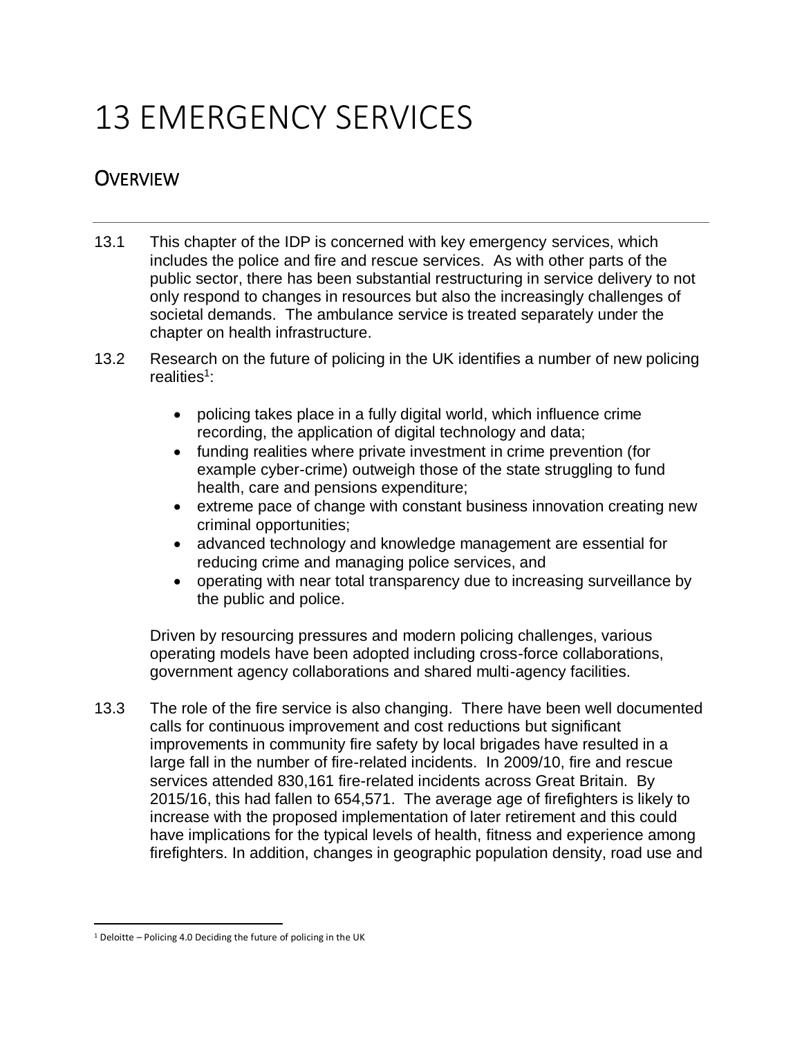# 13 EMERGENCY SERVICES

## OVERVIEW

13.1 This chapter of the IDP is concerned with key emergency services, which includes the police and fire and rescue services. As with other parts of the public sector, there has been substantial restructuring in service delivery to not only respond to changes in resources but also the increasingly challenges of societal demands. The ambulance service is treated separately under the chapter on health infrastructure.

13.2 Research on the future of policing in the UK identifies a number of new policing realities[1]:

- policing takes place in a fully digital world, which influence crime recording, the application of digital technology and data;
- funding realities where private investment in crime prevention (for example cyber-crime) outweigh those of the state struggling to fund health, care and pensions expenditure;
- extreme pace of change with constant business innovation creating new criminal opportunities;
- advanced technology and knowledge management are essential for reducing crime and managing police services, and
- operating with near total transparency due to increasing surveillance by the public and police.

Driven by resourcing pressures and modern policing challenges, various operating models have been adopted including cross-force collaborations, government agency collaborations and shared multi-agency facilities.

13.3 The role of the fire service is also changing. There have been well documented calls for continuous improvement and cost reductions but significant improvements in community fire safety by local brigades have resulted in a large fall in the number of fire-related incidents. In 2009/10, fire and rescue services attended 830,161 fire-related incidents across Great Britain. By 2015/16, this had fallen to 654,571. The average age of firefighters is likely to increase with the proposed implementation of later retirement and this could have implications for the typical levels of health, fitness and experience among firefighters. In addition, changes in geographic population density, road use and

[1] Deloitte – Policing 4.0 Deciding the future of policing in the UK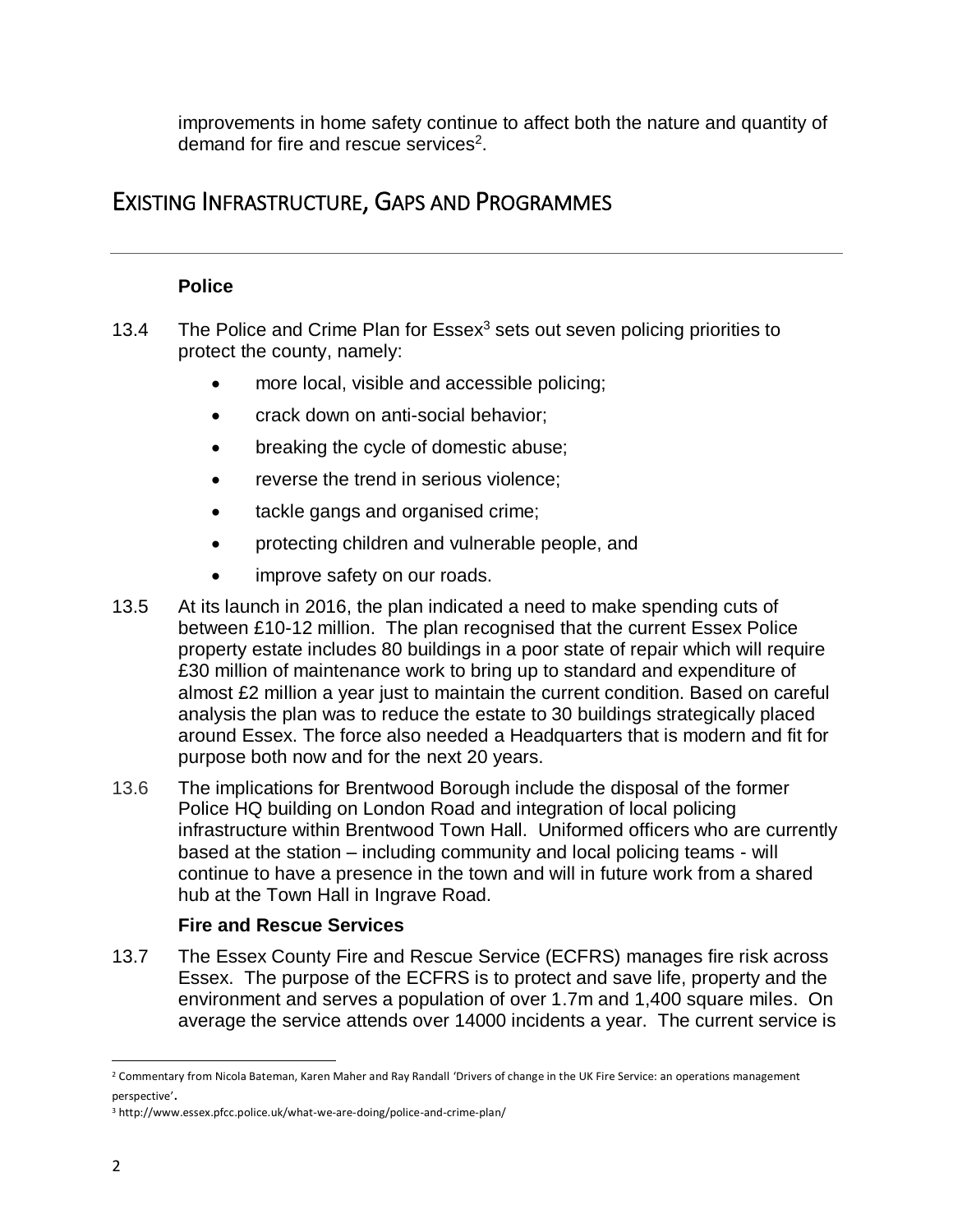improvements in home safety continue to affect both the nature and quantity of demand for fire and rescue services[2].

## Existing Infrastructure, Gaps and Programmes

### Police

13.4 The Police and Crime Plan for Essex[3] sets out seven policing priorities to protect the county, namely:

- more local, visible and accessible policing;
- crack down on anti-social behavior;
- breaking the cycle of domestic abuse;
- reverse the trend in serious violence;
- tackle gangs and organised crime;
- protecting children and vulnerable people, and
- improve safety on our roads.

13.5 At its launch in 2016, the plan indicated a need to make spending cuts of between £10-12 million. The plan recognised that the current Essex Police property estate includes 80 buildings in a poor state of repair which will require £30 million of maintenance work to bring up to standard and expenditure of almost £2 million a year just to maintain the current condition. Based on careful analysis the plan was to reduce the estate to 30 buildings strategically placed around Essex. The force also needed a Headquarters that is modern and fit for purpose both now and for the next 20 years.

13.6 The implications for Brentwood Borough include the disposal of the former Police HQ building on London Road and integration of local policing infrastructure within Brentwood Town Hall. Uniformed officers who are currently based at the station – including community and local policing teams - will continue to have a presence in the town and will in future work from a shared hub at the Town Hall in Ingrave Road.

### Fire and Rescue Services

13.7 The Essex County Fire and Rescue Service (ECFRS) manages fire risk across Essex. The purpose of the ECFRS is to protect and save life, property and the environment and serves a population of over 1.7m and 1,400 square miles. On average the service attends over 14000 incidents a year. The current service is

---

[2] Commentary from Nicola Bateman, Karen Maher and Ray Randall 'Drivers of change in the UK Fire Service: an operations management perspective'.

[3] http://www.essex.pfcc.police.uk/what-we-are-doing/police-and-crime-plan/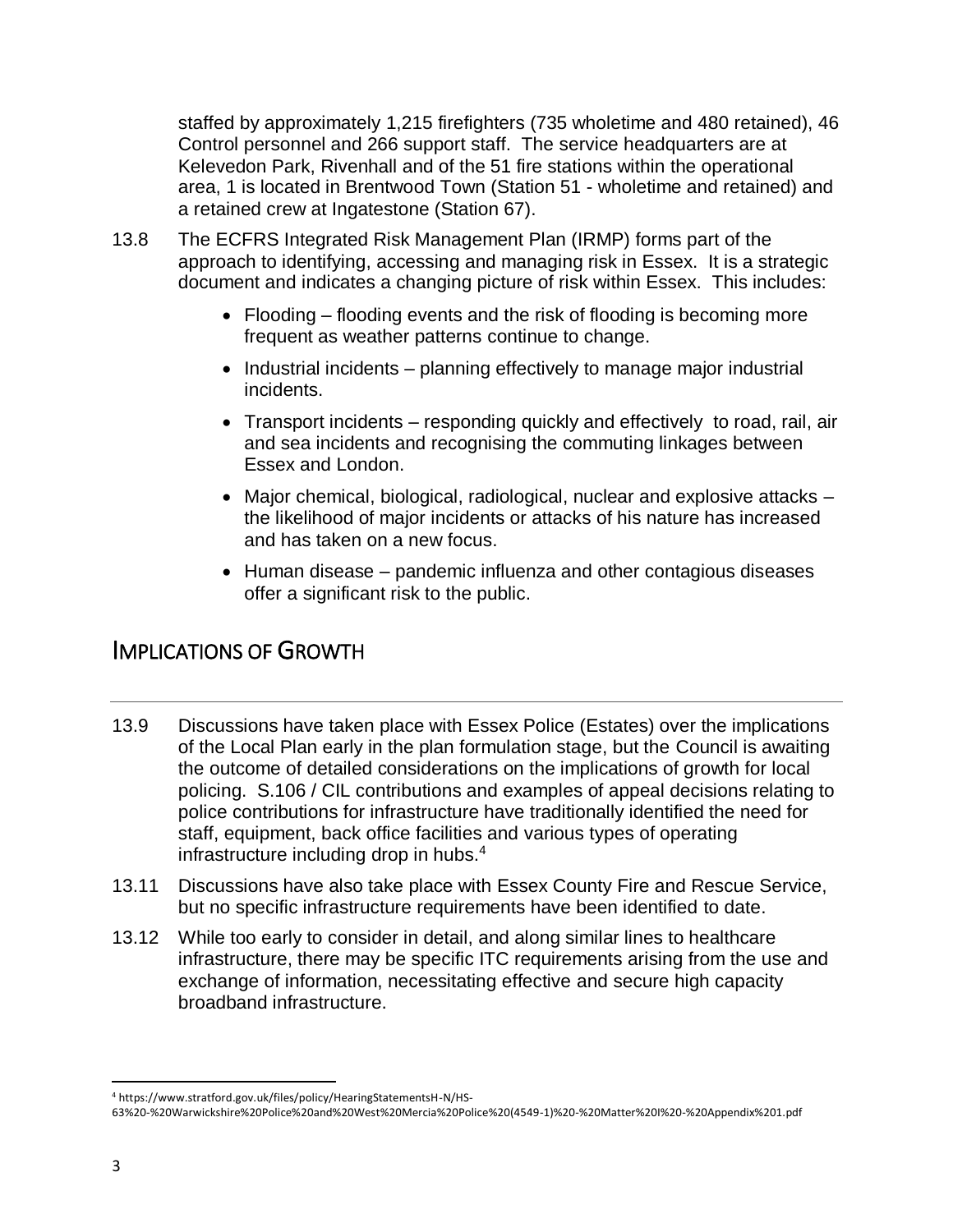staffed by approximately 1,215 firefighters (735 wholetime and 480 retained), 46 Control personnel and 266 support staff. The service headquarters are at Kelevedon Park, Rivenhall and of the 51 fire stations within the operational area, 1 is located in Brentwood Town (Station 51 - wholetime and retained) and a retained crew at Ingatestone (Station 67).

13.8 The ECFRS Integrated Risk Management Plan (IRMP) forms part of the approach to identifying, accessing and managing risk in Essex. It is a strategic document and indicates a changing picture of risk within Essex. This includes:

- Flooding – flooding events and the risk of flooding is becoming more frequent as weather patterns continue to change.
- Industrial incidents – planning effectively to manage major industrial incidents.
- Transport incidents – responding quickly and effectively to road, rail, air and sea incidents and recognising the commuting linkages between Essex and London.
- Major chemical, biological, radiological, nuclear and explosive attacks – the likelihood of major incidents or attacks of his nature has increased and has taken on a new focus.
- Human disease – pandemic influenza and other contagious diseases offer a significant risk to the public.

## IMPLICATIONS OF GROWTH

13.9 Discussions have taken place with Essex Police (Estates) over the implications of the Local Plan early in the plan formulation stage, but the Council is awaiting the outcome of detailed considerations on the implications of growth for local policing. S.106 / CIL contributions and examples of appeal decisions relating to police contributions for infrastructure have traditionally identified the need for staff, equipment, back office facilities and various types of operating infrastructure including drop in hubs.[4]

13.11 Discussions have also take place with Essex County Fire and Rescue Service, but no specific infrastructure requirements have been identified to date.

13.12 While too early to consider in detail, and along similar lines to healthcare infrastructure, there may be specific ITC requirements arising from the use and exchange of information, necessitating effective and secure high capacity broadband infrastructure.

[4] https://www.stratford.gov.uk/files/policy/HearingStatementsH-N/HS-63%20-%20Warwickshire%20Police%20and%20West%20Mercia%20Police%20(4549-1)%20-%20Matter%20I%20-%20Appendix%201.pdf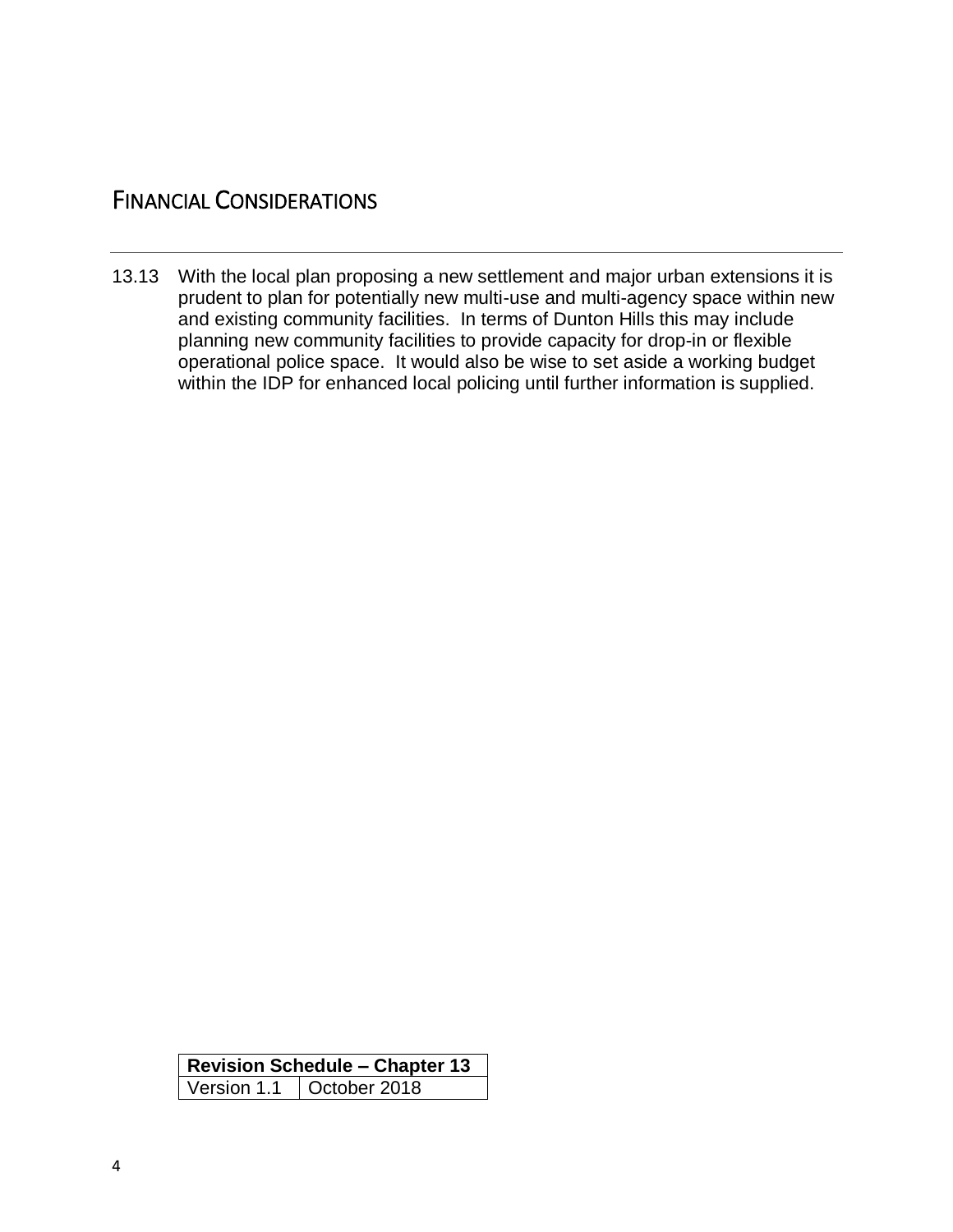## Financial Considerations

13.13 With the local plan proposing a new settlement and major urban extensions it is prudent to plan for potentially new multi-use and multi-agency space within new and existing community facilities. In terms of Dunton Hills this may include planning new community facilities to provide capacity for drop-in or flexible operational police space. It would also be wise to set aside a working budget within the IDP for enhanced local policing until further information is supplied.

| **Revision Schedule – Chapter 13** | |
|---|---|
| Version 1.1 | October 2018 |